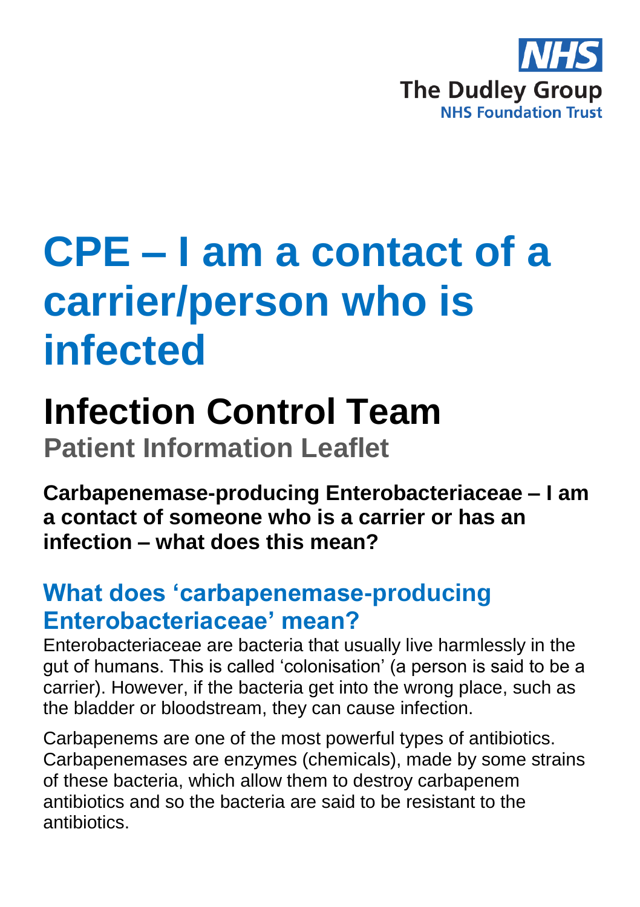NHS

The Dudley Group

NHS Foundation Trust

# CPE – I am a contact of a carrier/person who is infected

## Infection Control Team

### Patient Information Leaflet

**Carbapenemase-producing Enterobacteriaceae – I am a contact of someone who is a carrier or has an infection – what does this mean?**

## What does ‘carbapenemase-producing Enterobacteriaceae’ mean?

Enterobacteriaceae are bacteria that usually live harmlessly in the gut of humans. This is called ‘colonisation’ (a person is said to be a carrier). However, if the bacteria get into the wrong place, such as the bladder or bloodstream, they can cause infection.

Carbapenems are one of the most powerful types of antibiotics. Carbapenemases are enzymes (chemicals), made by some strains of these bacteria, which allow them to destroy carbapenem antibiotics and so the bacteria are said to be resistant to the antibiotics.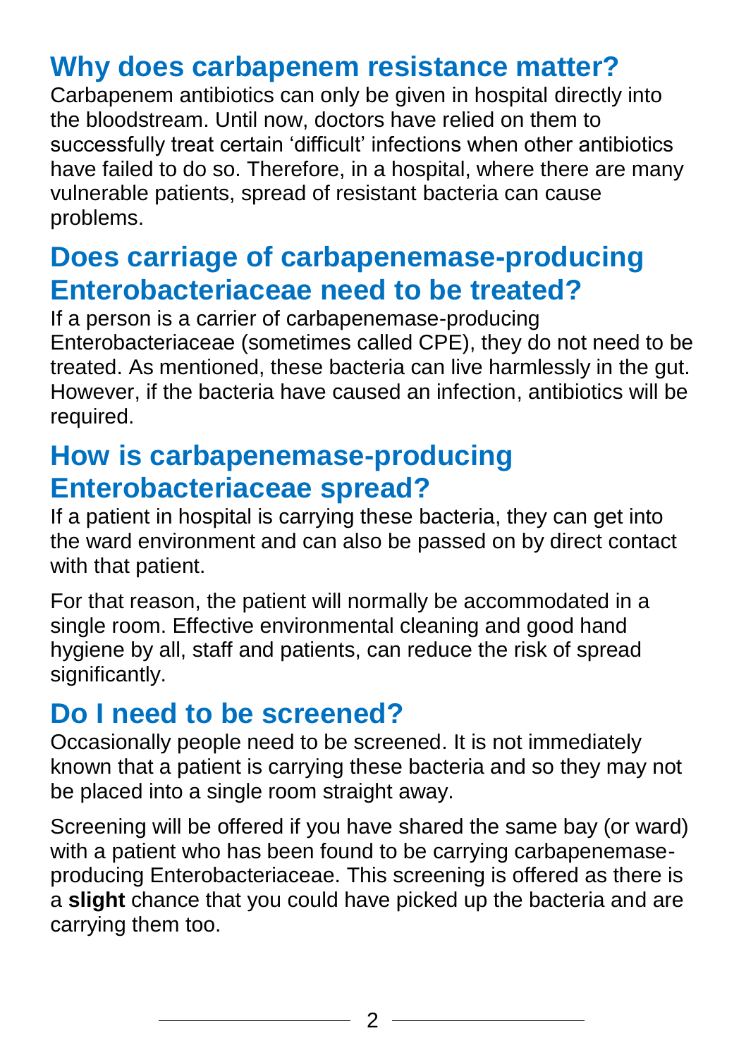## Why does carbapenem resistance matter?

Carbapenem antibiotics can only be given in hospital directly into the bloodstream. Until now, doctors have relied on them to successfully treat certain 'difficult' infections when other antibiotics have failed to do so. Therefore, in a hospital, where there are many vulnerable patients, spread of resistant bacteria can cause problems.

## Does carriage of carbapenemase-producing Enterobacteriaceae need to be treated?

If a person is a carrier of carbapenemase-producing Enterobacteriaceae (sometimes called CPE), they do not need to be treated. As mentioned, these bacteria can live harmlessly in the gut. However, if the bacteria have caused an infection, antibiotics will be required.

## How is carbapenemase-producing Enterobacteriaceae spread?

If a patient in hospital is carrying these bacteria, they can get into the ward environment and can also be passed on by direct contact with that patient.

For that reason, the patient will normally be accommodated in a single room. Effective environmental cleaning and good hand hygiene by all, staff and patients, can reduce the risk of spread significantly.

## Do I need to be screened?

Occasionally people need to be screened. It is not immediately known that a patient is carrying these bacteria and so they may not be placed into a single room straight away.

Screening will be offered if you have shared the same bay (or ward) with a patient who has been found to be carrying carbapenemase-producing Enterobacteriaceae. This screening is offered as there is a **slight** chance that you could have picked up the bacteria and are carrying them too.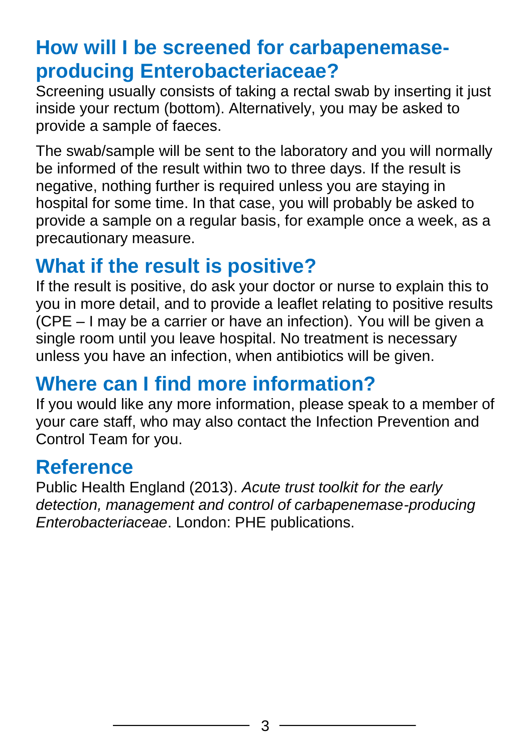## How will I be screened for carbapenemase-producing Enterobacteriaceae?

Screening usually consists of taking a rectal swab by inserting it just inside your rectum (bottom). Alternatively, you may be asked to provide a sample of faeces.

The swab/sample will be sent to the laboratory and you will normally be informed of the result within two to three days. If the result is negative, nothing further is required unless you are staying in hospital for some time. In that case, you will probably be asked to provide a sample on a regular basis, for example once a week, as a precautionary measure.

## What if the result is positive?

If the result is positive, do ask your doctor or nurse to explain this to you in more detail, and to provide a leaflet relating to positive results (CPE – I may be a carrier or have an infection). You will be given a single room until you leave hospital. No treatment is necessary unless you have an infection, when antibiotics will be given.

## Where can I find more information?

If you would like any more information, please speak to a member of your care staff, who may also contact the Infection Prevention and Control Team for you.

## Reference

Public Health England (2013). *Acute trust toolkit for the early detection, management and control of carbapenemase-producing Enterobacteriaceae*. London: PHE publications.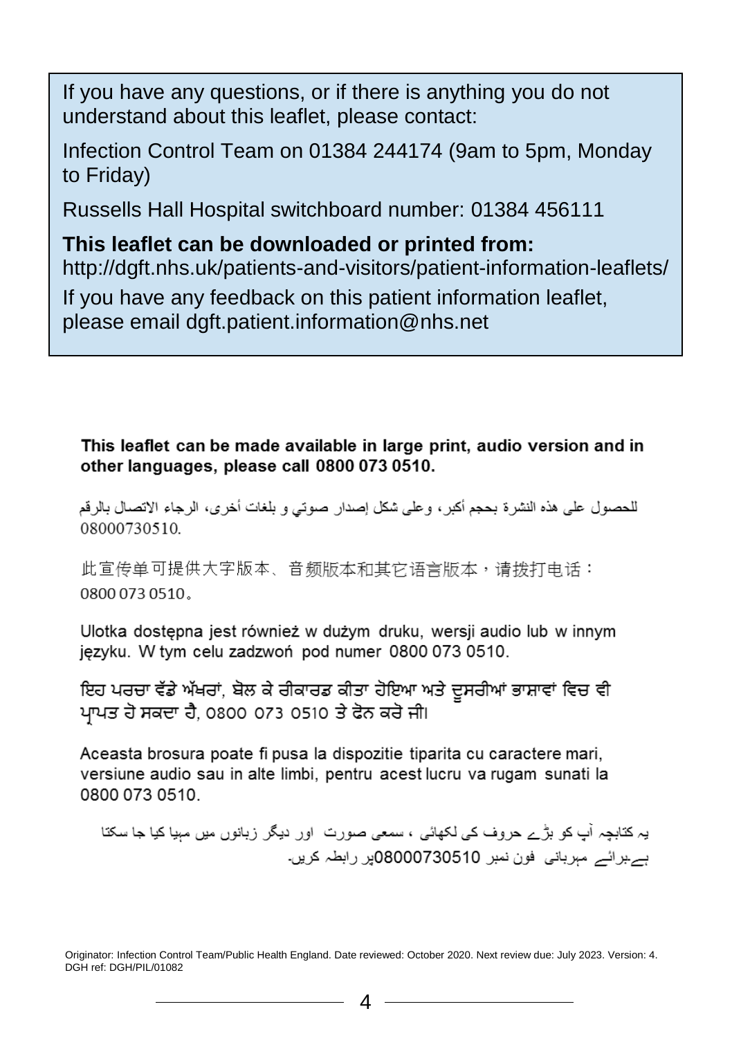If you have any questions, or if there is anything you do not understand about this leaflet, please contact:

Infection Control Team on 01384 244174 (9am to 5pm, Monday to Friday)

Russells Hall Hospital switchboard number: 01384 456111

**This leaflet can be downloaded or printed from:**
http://dgft.nhs.uk/patients-and-visitors/patient-information-leaflets/

If you have any feedback on this patient information leaflet, please email dgft.patient.information@nhs.net

**This leaflet can be made available in large print, audio version and in other languages, please call 0800 073 0510.**

للحصول على هذه النشرة بحجم أكبر، وعلى شكل إصدار صوتي و بلغات أخرى، الرجاء الاتصال بالرقم 08000730510.

此宣传单可提供大字版本、音频版本和其它语言版本，请拨打电话：0800 073 0510。

Ulotka dostępna jest również w dużym druku, wersji audio lub w innym języku. W tym celu zadzwoń pod numer 0800 073 0510.

ਇਹ ਪਰਚਾ ਵੱਡੇ ਅੱਖਰਾਂ, ਬੋਲ ਕੇ ਰੀਕਾਰਡ ਕੀਤਾ ਹੋਇਆ ਅਤੇ ਦੂਸਰੀਆਂ ਭਾਸ਼ਾਵਾਂ ਵਿਚ ਵੀ ਪ੍ਰਾਪਤ ਹੋ ਸਕਦਾ ਹੈ, 0800 073 0510 ਤੇ ਫੋਨ ਕਰੋ ਜੀ।

Aceasta brosura poate fi pusa la dispozitie tiparita cu caractere mari, versiune audio sau in alte limbi, pentru acest lucru va rugam sunati la 0800 073 0510.

یہ کتابچہ آپ کو بڑے حروف کی لکھائی ، سمعی صورت اور دیگر زبانوں میں مہیا کیا جا سکتا ہے۔برائے مہربانی فون نمبر 08000730510پر رابطہ کریں۔

Originator: Infection Control Team/Public Health England. Date reviewed: October 2020. Next review due: July 2023. Version: 4. DGH ref: DGH/PIL/01082